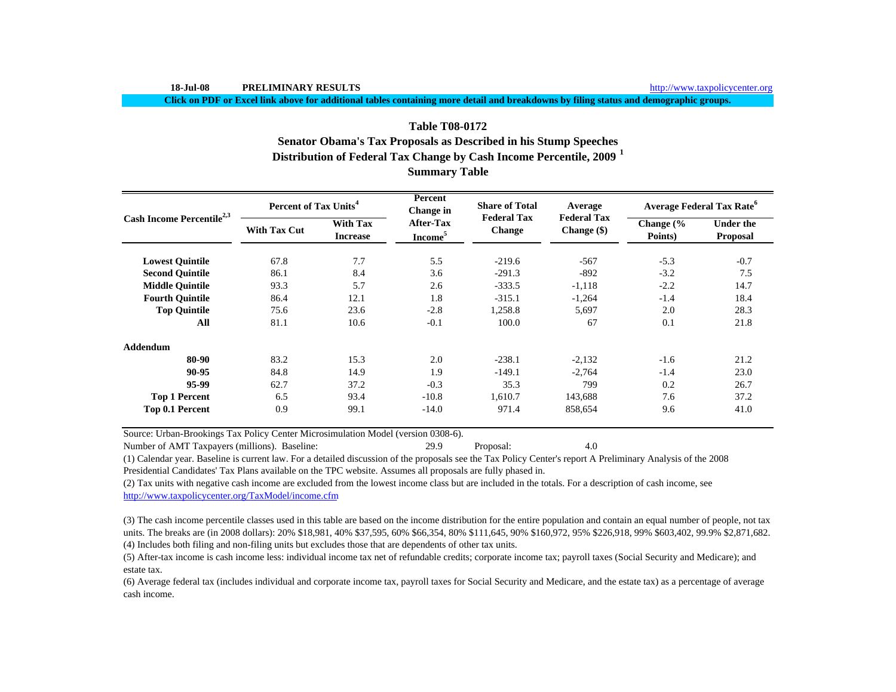18-Jul-08 **PRELIMINARY RESULTS** http://www.taxpolicycenter.org

**Click on PDF or Excel link above for additional tables containing more detail and breakdowns by filing status and demographic groups.**

## Table T08-0172
## Senator Obama's Tax Proposals as Described in his Stump Speeches
## Distribution of Federal Tax Change by Cash Income Percentile, 2009 [1]
## Summary Table

| Cash Income Percentile[2,3] | Percent of Tax Units[4] | | Percent Change in After-Tax Income[5] | Share of Total Federal Tax Change | Average Federal Tax Change ($) | Average Federal Tax Rate[6] | |
|---|---|---|---|---|---|---|---|
| | With Tax Cut | With Tax Increase | | | | Change (% Points) | Under the Proposal |
| **Lowest Quintile** | 67.8 | 7.7 | 5.5 | -219.6 | -567 | -5.3 | -0.7 |
| **Second Quintile** | 86.1 | 8.4 | 3.6 | -291.3 | -892 | -3.2 | 7.5 |
| **Middle Quintile** | 93.3 | 5.7 | 2.6 | -333.5 | -1,118 | -2.2 | 14.7 |
| **Fourth Quintile** | 86.4 | 12.1 | 1.8 | -315.1 | -1,264 | -1.4 | 18.4 |
| **Top Quintile** | 75.6 | 23.6 | -2.8 | 1,258.8 | 5,697 | 2.0 | 28.3 |
| **All** | 81.1 | 10.6 | -0.1 | 100.0 | 67 | 0.1 | 21.8 |
| **Addendum** | | | | | | | |
| **80-90** | 83.2 | 15.3 | 2.0 | -238.1 | -2,132 | -1.6 | 21.2 |
| **90-95** | 84.8 | 14.9 | 1.9 | -149.1 | -2,764 | -1.4 | 23.0 |
| **95-99** | 62.7 | 37.2 | -0.3 | 35.3 | 799 | 0.2 | 26.7 |
| **Top 1 Percent** | 6.5 | 93.4 | -10.8 | 1,610.7 | 143,688 | 7.6 | 37.2 |
| **Top 0.1 Percent** | 0.9 | 99.1 | -14.0 | 971.4 | 858,654 | 9.6 | 41.0 |

Source: Urban-Brookings Tax Policy Center Microsimulation Model (version 0308-6).

Number of AMT Taxpayers (millions). Baseline: 29.9 Proposal: 4.0

(1) Calendar year. Baseline is current law. For a detailed discussion of the proposals see the Tax Policy Center's report A Preliminary Analysis of the 2008 Presidential Candidates' Tax Plans available on the TPC website. Assumes all proposals are fully phased in.

(2) Tax units with negative cash income are excluded from the lowest income class but are included in the totals. For a description of cash income, see http://www.taxpolicycenter.org/TaxModel/income.cfm

(3) The cash income percentile classes used in this table are based on the income distribution for the entire population and contain an equal number of people, not tax units. The breaks are (in 2008 dollars): 20% $18,981, 40% $37,595, 60% $66,354, 80% $111,645, 90% $160,972, 95% $226,918, 99% $603,402, 99.9% $2,871,682.

(4) Includes both filing and non-filing units but excludes those that are dependents of other tax units.

(5) After-tax income is cash income less: individual income tax net of refundable credits; corporate income tax; payroll taxes (Social Security and Medicare); and estate tax.

(6) Average federal tax (includes individual and corporate income tax, payroll taxes for Social Security and Medicare, and the estate tax) as a percentage of average cash income.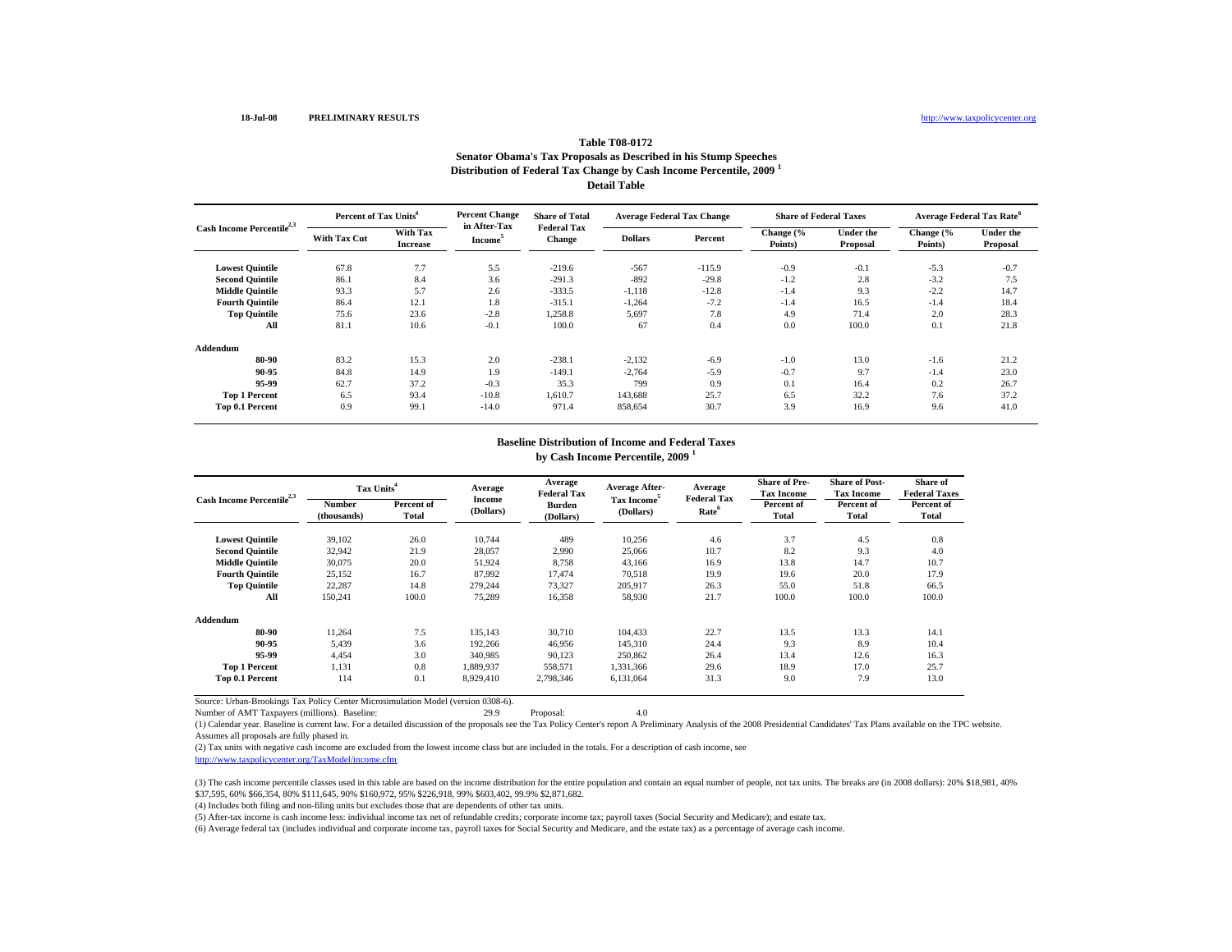18-Jul-08 **PRELIMINARY RESULTS** http://www.taxpolicycenter.org

## Table T08-0172
## Senator Obama's Tax Proposals as Described in his Stump Speeches
## Distribution of Federal Tax Change by Cash Income Percentile, 2009 [1]
## Detail Table

| Cash Income Percentile[2,3] | Percent of Tax Units[4] | | Percent Change in After-Tax Income[5] | Share of Total Federal Tax Change | Average Federal Tax Change | | Share of Federal Taxes | | Average Federal Tax Rate[6] | |
|---|---|---|---|---|---|---|---|---|---|---|
| | With Tax Cut | With Tax Increase | | | Dollars | Percent | Change (% Points) | Under the Proposal | Change (% Points) | Under the Proposal |
| Lowest Quintile | 67.8 | 7.7 | 5.5 | -219.6 | -567 | -115.9 | -0.9 | -0.1 | -5.3 | -0.7 |
| Second Quintile | 86.1 | 8.4 | 3.6 | -291.3 | -892 | -29.8 | -1.2 | 2.8 | -3.2 | 7.5 |
| Middle Quintile | 93.3 | 5.7 | 2.6 | -333.5 | -1,118 | -12.8 | -1.4 | 9.3 | -2.2 | 14.7 |
| Fourth Quintile | 86.4 | 12.1 | 1.8 | -315.1 | -1,264 | -7.2 | -1.4 | 16.5 | -1.4 | 18.4 |
| Top Quintile | 75.6 | 23.6 | -2.8 | 1,258.8 | 5,697 | 7.8 | 4.9 | 71.4 | 2.0 | 28.3 |
| All | 81.1 | 10.6 | -0.1 | 100.0 | 67 | 0.4 | 0.0 | 100.0 | 0.1 | 21.8 |
| **Addendum** | | | | | | | | | | |
| 80-90 | 83.2 | 15.3 | 2.0 | -238.1 | -2,132 | -6.9 | -1.0 | 13.0 | -1.6 | 21.2 |
| 90-95 | 84.8 | 14.9 | 1.9 | -149.1 | -2,764 | -5.9 | -0.7 | 9.7 | -1.4 | 23.0 |
| 95-99 | 62.7 | 37.2 | -0.3 | 35.3 | 799 | 0.9 | 0.1 | 16.4 | 0.2 | 26.7 |
| Top 1 Percent | 6.5 | 93.4 | -10.8 | 1,610.7 | 143,688 | 25.7 | 6.5 | 32.2 | 7.6 | 37.2 |
| Top 0.1 Percent | 0.9 | 99.1 | -14.0 | 971.4 | 858,654 | 30.7 | 3.9 | 16.9 | 9.6 | 41.0 |

## Baseline Distribution of Income and Federal Taxes
## by Cash Income Percentile, 2009 [1]

| Cash Income Percentile[2,3] | Tax Units[4] | | Average Income (Dollars) | Average Federal Tax Burden (Dollars) | Average After-Tax Income[5] (Dollars) | Average Federal Tax Rate[6] | Share of Pre-Tax Income | Share of Post-Tax Income | Share of Federal Taxes |
|---|---|---|---|---|---|---|---|---|---|
| | Number (thousands) | Percent of Total | | | | | Percent of Total | Percent of Total | Percent of Total |
| Lowest Quintile | 39,102 | 26.0 | 10,744 | 489 | 10,256 | 4.6 | 3.7 | 4.5 | 0.8 |
| Second Quintile | 32,942 | 21.9 | 28,057 | 2,990 | 25,066 | 10.7 | 8.2 | 9.3 | 4.0 |
| Middle Quintile | 30,075 | 20.0 | 51,924 | 8,758 | 43,166 | 16.9 | 13.8 | 14.7 | 10.7 |
| Fourth Quintile | 25,152 | 16.7 | 87,992 | 17,474 | 70,518 | 19.9 | 19.6 | 20.0 | 17.9 |
| Top Quintile | 22,287 | 14.8 | 279,244 | 73,327 | 205,917 | 26.3 | 55.0 | 51.8 | 66.5 |
| All | 150,241 | 100.0 | 75,289 | 16,358 | 58,930 | 21.7 | 100.0 | 100.0 | 100.0 |
| **Addendum** | | | | | | | | | |
| 80-90 | 11,264 | 7.5 | 135,143 | 30,710 | 104,433 | 22.7 | 13.5 | 13.3 | 14.1 |
| 90-95 | 5,439 | 3.6 | 192,266 | 46,956 | 145,310 | 24.4 | 9.3 | 8.9 | 10.4 |
| 95-99 | 4,454 | 3.0 | 340,985 | 90,123 | 250,862 | 26.4 | 13.4 | 12.6 | 16.3 |
| Top 1 Percent | 1,131 | 0.8 | 1,889,937 | 558,571 | 1,331,366 | 29.6 | 18.9 | 17.0 | 25.7 |
| Top 0.1 Percent | 114 | 0.1 | 8,929,410 | 2,798,346 | 6,131,064 | 31.3 | 9.0 | 7.9 | 13.0 |

Source: Urban-Brookings Tax Policy Center Microsimulation Model (version 0308-6).

Number of AMT Taxpayers (millions). Baseline: 29.9 Proposal: 4.0

(1) Calendar year. Baseline is current law. For a detailed discussion of the proposals see the Tax Policy Center's report A Preliminary Analysis of the 2008 Presidential Candidates' Tax Plans available on the TPC website. Assumes all proposals are fully phased in.

(2) Tax units with negative cash income are excluded from the lowest income class but are included in the totals. For a description of cash income, see http://www.taxpolicycenter.org/TaxModel/income.cfm

(3) The cash income percentile classes used in this table are based on the income distribution for the entire population and contain an equal number of people, not tax units. The breaks are (in 2008 dollars): 20% $18,981, 40% $37,595, 60% $66,354, 80% $111,645, 90% $160,972, 95% $226,918, 99% $603,402, 99.9% $2,871,682.

(4) Includes both filing and non-filing units but excludes those that are dependents of other tax units.

(5) After-tax income is cash income less: individual income tax net of refundable credits; corporate income tax; payroll taxes (Social Security and Medicare); and estate tax.

(6) Average federal tax (includes individual and corporate income tax, payroll taxes for Social Security and Medicare, and the estate tax) as a percentage of average cash income.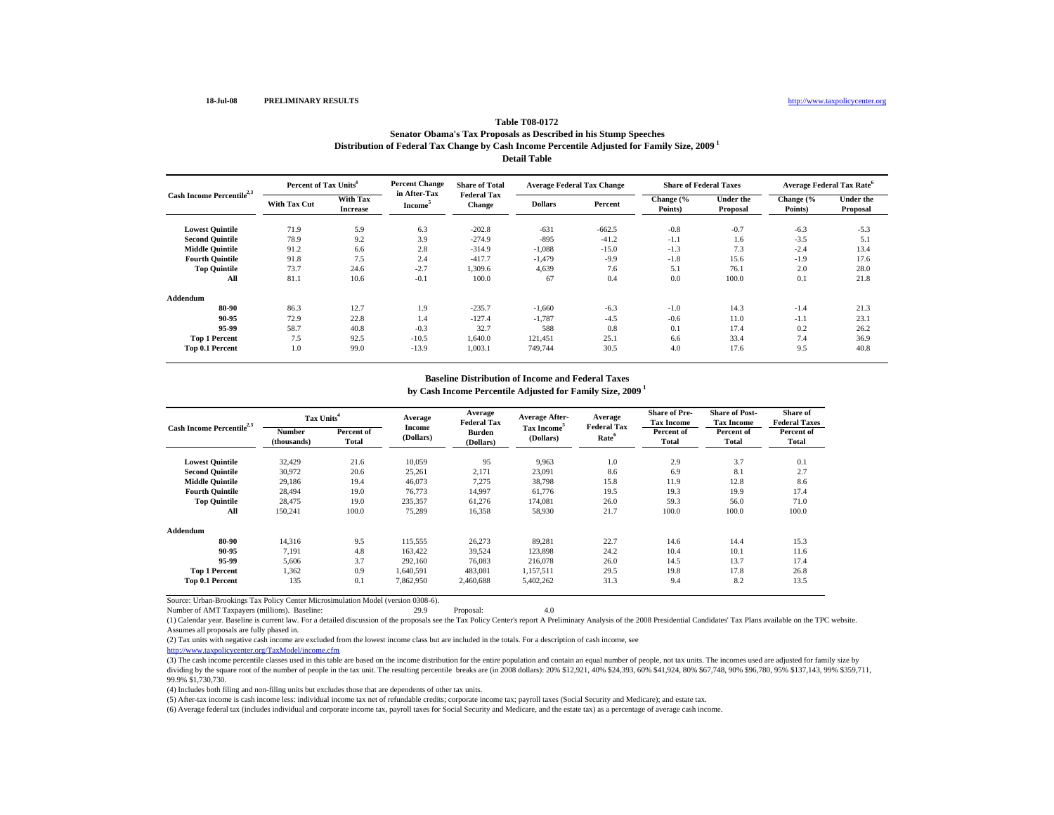18-Jul-08 **PRELIMINARY RESULTS** http://www.taxpolicycenter.org

## Table T08-0172
### Senator Obama's Tax Proposals as Described in his Stump Speeches
### Distribution of Federal Tax Change by Cash Income Percentile Adjusted for Family Size, 2009 [1]
### Detail Table

| Cash Income Percentile[2,3] | Percent of Tax Units[4] | | Percent Change in After-Tax Income[5] | Share of Total Federal Tax Change | Average Federal Tax Change | | Share of Federal Taxes | | Average Federal Tax Rate[6] | |
|---|---|---|---|---|---|---|---|---|---|---|
| | With Tax Cut | With Tax Increase | | | Dollars | Percent | Change (% Points) | Under the Proposal | Change (% Points) | Under the Proposal |
| **Lowest Quintile** | 71.9 | 5.9 | 6.3 | -202.8 | -631 | -662.5 | -0.8 | -0.7 | -6.3 | -5.3 |
| **Second Quintile** | 78.9 | 9.2 | 3.9 | -274.9 | -895 | -41.2 | -1.1 | 1.6 | -3.5 | 5.1 |
| **Middle Quintile** | 91.2 | 6.6 | 2.8 | -314.9 | -1,088 | -15.0 | -1.3 | 7.3 | -2.4 | 13.4 |
| **Fourth Quintile** | 91.8 | 7.5 | 2.4 | -417.7 | -1,479 | -9.9 | -1.8 | 15.6 | -1.9 | 17.6 |
| **Top Quintile** | 73.7 | 24.6 | -2.7 | 1,309.6 | 4,639 | 7.6 | 5.1 | 76.1 | 2.0 | 28.0 |
| **All** | 81.1 | 10.6 | -0.1 | 100.0 | 67 | 0.4 | 0.0 | 100.0 | 0.1 | 21.8 |
| **Addendum** | | | | | | | | | | |
| **80-90** | 86.3 | 12.7 | 1.9 | -235.7 | -1,660 | -6.3 | -1.0 | 14.3 | -1.4 | 21.3 |
| **90-95** | 72.9 | 22.8 | 1.4 | -127.4 | -1,787 | -4.5 | -0.6 | 11.0 | -1.1 | 23.1 |
| **95-99** | 58.7 | 40.8 | -0.3 | 32.7 | 588 | 0.8 | 0.1 | 17.4 | 0.2 | 26.2 |
| **Top 1 Percent** | 7.5 | 92.5 | -10.5 | 1,640.0 | 121,451 | 25.1 | 6.6 | 33.4 | 7.4 | 36.9 |
| **Top 0.1 Percent** | 1.0 | 99.0 | -13.9 | 1,003.1 | 749,744 | 30.5 | 4.0 | 17.6 | 9.5 | 40.8 |

### Baseline Distribution of Income and Federal Taxes
### by Cash Income Percentile Adjusted for Family Size, 2009 [1]

| Cash Income Percentile[2,3] | Tax Units[4] | | Average Income (Dollars) | Average Federal Tax Burden (Dollars) | Average After-Tax Income[5] (Dollars) | Average Federal Tax Rate[6] | Share of Pre-Tax Income | Share of Post-Tax Income | Share of Federal Taxes |
|---|---|---|---|---|---|---|---|---|---|
| | Number (thousands) | Percent of Total | | | | | Percent of Total | Percent of Total | Percent of Total |
| **Lowest Quintile** | 32,429 | 21.6 | 10,059 | 95 | 9,963 | 1.0 | 2.9 | 3.7 | 0.1 |
| **Second Quintile** | 30,972 | 20.6 | 25,261 | 2,171 | 23,091 | 8.6 | 6.9 | 8.1 | 2.7 |
| **Middle Quintile** | 29,186 | 19.4 | 46,073 | 7,275 | 38,798 | 15.8 | 11.9 | 12.8 | 8.6 |
| **Fourth Quintile** | 28,494 | 19.0 | 76,773 | 14,997 | 61,776 | 19.5 | 19.3 | 19.9 | 17.4 |
| **Top Quintile** | 28,475 | 19.0 | 235,357 | 61,276 | 174,081 | 26.0 | 59.3 | 56.0 | 71.0 |
| **All** | 150,241 | 100.0 | 75,289 | 16,358 | 58,930 | 21.7 | 100.0 | 100.0 | 100.0 |
| **Addendum** | | | | | | | | | |
| **80-90** | 14,316 | 9.5 | 115,555 | 26,273 | 89,281 | 22.7 | 14.6 | 14.4 | 15.3 |
| **90-95** | 7,191 | 4.8 | 163,422 | 39,524 | 123,898 | 24.2 | 10.4 | 10.1 | 11.6 |
| **95-99** | 5,606 | 3.7 | 292,160 | 76,083 | 216,078 | 26.0 | 14.5 | 13.7 | 17.4 |
| **Top 1 Percent** | 1,362 | 0.9 | 1,640,591 | 483,081 | 1,157,511 | 29.5 | 19.8 | 17.8 | 26.8 |
| **Top 0.1 Percent** | 135 | 0.1 | 7,862,950 | 2,460,688 | 5,402,262 | 31.3 | 9.4 | 8.2 | 13.5 |

Source: Urban-Brookings Tax Policy Center Microsimulation Model (version 0308-6).

Number of AMT Taxpayers (millions). Baseline: 29.9 Proposal: 4.0

(1) Calendar year. Baseline is current law. For a detailed discussion of the proposals see the Tax Policy Center's report A Preliminary Analysis of the 2008 Presidential Candidates' Tax Plans available on the TPC website. Assumes all proposals are fully phased in.

(2) Tax units with negative cash income are excluded from the lowest income class but are included in the totals. For a description of cash income, see http://www.taxpolicycenter.org/TaxModel/income.cfm

(3) The cash income percentile classes used in this table are based on the income distribution for the entire population and contain an equal number of people, not tax units. The incomes used are adjusted for family size by dividing by the square root of the number of people in the tax unit. The resulting percentile breaks are (in 2008 dollars): 20% $12,921, 40% $24,393, 60% $41,924, 80% $67,748, 90% $96,780, 95% $137,143, 99% $359,711, 99.9% $1,730,730.

(4) Includes both filing and non-filing units but excludes those that are dependents of other tax units.

(5) After-tax income is cash income less: individual income tax net of refundable credits; corporate income tax; payroll taxes (Social Security and Medicare); and estate tax.

(6) Average federal tax (includes individual and corporate income tax, payroll taxes for Social Security and Medicare, and the estate tax) as a percentage of average cash income.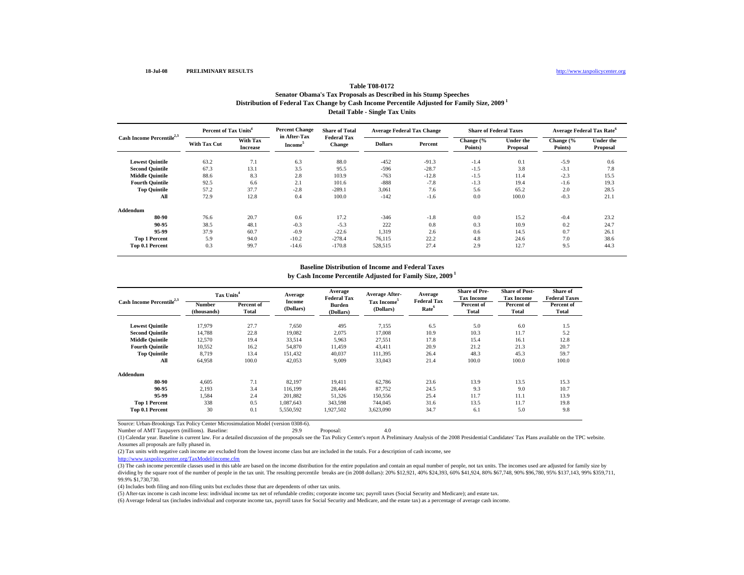18-Jul-08 **PRELIMINARY RESULTS** http://www.taxpolicycenter.org

## Table T08-0172
## Senator Obama's Tax Proposals as Described in his Stump Speeches
## Distribution of Federal Tax Change by Cash Income Percentile Adjusted for Family Size, 2009 [1]
## Detail Table - Single Tax Units

| Cash Income Percentile[2,3] | Percent of Tax Units[4] | | Percent Change in After-Tax Income[5] | Share of Total Federal Tax Change | Average Federal Tax Change | | Share of Federal Taxes | | Average Federal Tax Rate[6] | |
|---|---|---|---|---|---|---|---|---|---|---|
| | With Tax Cut | With Tax Increase | | | Dollars | Percent | Change (% Points) | Under the Proposal | Change (% Points) | Under the Proposal |
| Lowest Quintile | 63.2 | 7.1 | 6.3 | 88.0 | -452 | -91.3 | -1.4 | 0.1 | -5.9 | 0.6 |
| Second Quintile | 67.3 | 13.1 | 3.5 | 95.5 | -596 | -28.7 | -1.5 | 3.8 | -3.1 | 7.8 |
| Middle Quintile | 88.6 | 8.3 | 2.8 | 103.9 | -763 | -12.8 | -1.5 | 11.4 | -2.3 | 15.5 |
| Fourth Quintile | 92.5 | 6.6 | 2.1 | 101.6 | -888 | -7.8 | -1.3 | 19.4 | -1.6 | 19.3 |
| Top Quintile | 57.2 | 37.7 | -2.8 | -289.1 | 3,061 | 7.6 | 5.6 | 65.2 | 2.0 | 28.5 |
| All | 72.9 | 12.8 | 0.4 | 100.0 | -142 | -1.6 | 0.0 | 100.0 | -0.3 | 21.1 |
| **Addendum** | | | | | | | | | | |
| 80-90 | 76.6 | 20.7 | 0.6 | 17.2 | -346 | -1.8 | 0.0 | 15.2 | -0.4 | 23.2 |
| 90-95 | 38.5 | 48.1 | -0.3 | -5.3 | 222 | 0.8 | 0.3 | 10.9 | 0.2 | 24.7 |
| 95-99 | 37.9 | 60.7 | -0.9 | -22.6 | 1,319 | 2.6 | 0.6 | 14.5 | 0.7 | 26.1 |
| Top 1 Percent | 5.9 | 94.0 | -10.2 | -278.4 | 76,115 | 22.2 | 4.8 | 24.6 | 7.0 | 38.6 |
| Top 0.1 Percent | 0.3 | 99.7 | -14.6 | -170.8 | 528,515 | 27.4 | 2.9 | 12.7 | 9.5 | 44.3 |

### Baseline Distribution of Income and Federal Taxes
### by Cash Income Percentile Adjusted for Family Size, 2009 [1]

| Cash Income Percentile[2,3] | Tax Units[4] | | Average Income (Dollars) | Average Federal Tax Burden (Dollars) | Average After-Tax Income[5] (Dollars) | Average Federal Tax Rate[6] | Share of Pre-Tax Income | Share of Post-Tax Income | Share of Federal Taxes |
|---|---|---|---|---|---|---|---|---|---|
| | Number (thousands) | Percent of Total | | | | | Percent of Total | Percent of Total | Percent of Total |
| Lowest Quintile | 17,979 | 27.7 | 7,650 | 495 | 7,155 | 6.5 | 5.0 | 6.0 | 1.5 |
| Second Quintile | 14,788 | 22.8 | 19,082 | 2,075 | 17,008 | 10.9 | 10.3 | 11.7 | 5.2 |
| Middle Quintile | 12,570 | 19.4 | 33,514 | 5,963 | 27,551 | 17.8 | 15.4 | 16.1 | 12.8 |
| Fourth Quintile | 10,552 | 16.2 | 54,870 | 11,459 | 43,411 | 20.9 | 21.2 | 21.3 | 20.7 |
| Top Quintile | 8,719 | 13.4 | 151,432 | 40,037 | 111,395 | 26.4 | 48.3 | 45.3 | 59.7 |
| All | 64,958 | 100.0 | 42,053 | 9,009 | 33,043 | 21.4 | 100.0 | 100.0 | 100.0 |
| **Addendum** | | | | | | | | | |
| 80-90 | 4,605 | 7.1 | 82,197 | 19,411 | 62,786 | 23.6 | 13.9 | 13.5 | 15.3 |
| 90-95 | 2,193 | 3.4 | 116,199 | 28,446 | 87,752 | 24.5 | 9.3 | 9.0 | 10.7 |
| 95-99 | 1,584 | 2.4 | 201,882 | 51,326 | 150,556 | 25.4 | 11.7 | 11.1 | 13.9 |
| Top 1 Percent | 338 | 0.5 | 1,087,643 | 343,598 | 744,045 | 31.6 | 13.5 | 11.7 | 19.8 |
| Top 0.1 Percent | 30 | 0.1 | 5,550,592 | 1,927,502 | 3,623,090 | 34.7 | 6.1 | 5.0 | 9.8 |

Source: Urban-Brookings Tax Policy Center Microsimulation Model (version 0308-6).

Number of AMT Taxpayers (millions). Baseline: 29.9 Proposal: 4.0

(1) Calendar year. Baseline is current law. For a detailed discussion of the proposals see the Tax Policy Center's report A Preliminary Analysis of the 2008 Presidential Candidates' Tax Plans available on the TPC website. Assumes all proposals are fully phased in.

(2) Tax units with negative cash income are excluded from the lowest income class but are included in the totals. For a description of cash income, see http://www.taxpolicycenter.org/TaxModel/income.cfm

(3) The cash income percentile classes used in this table are based on the income distribution for the entire population and contain an equal number of people, not tax units. The incomes used are adjusted for family size by dividing by the square root of the number of people in the tax unit. The resulting percentile breaks are (in 2008 dollars): 20% $12,921, 40% $24,393, 60% $41,924, 80% $67,748, 90% $96,780, 95% $137,143, 99% $359,711, 99.9% $1,730,730.

(4) Includes both filing and non-filing units but excludes those that are dependents of other tax units.

(5) After-tax income is cash income less: individual income tax net of refundable credits; corporate income tax; payroll taxes (Social Security and Medicare); and estate tax.

(6) Average federal tax (includes individual and corporate income tax, payroll taxes for Social Security and Medicare, and the estate tax) as a percentage of average cash income.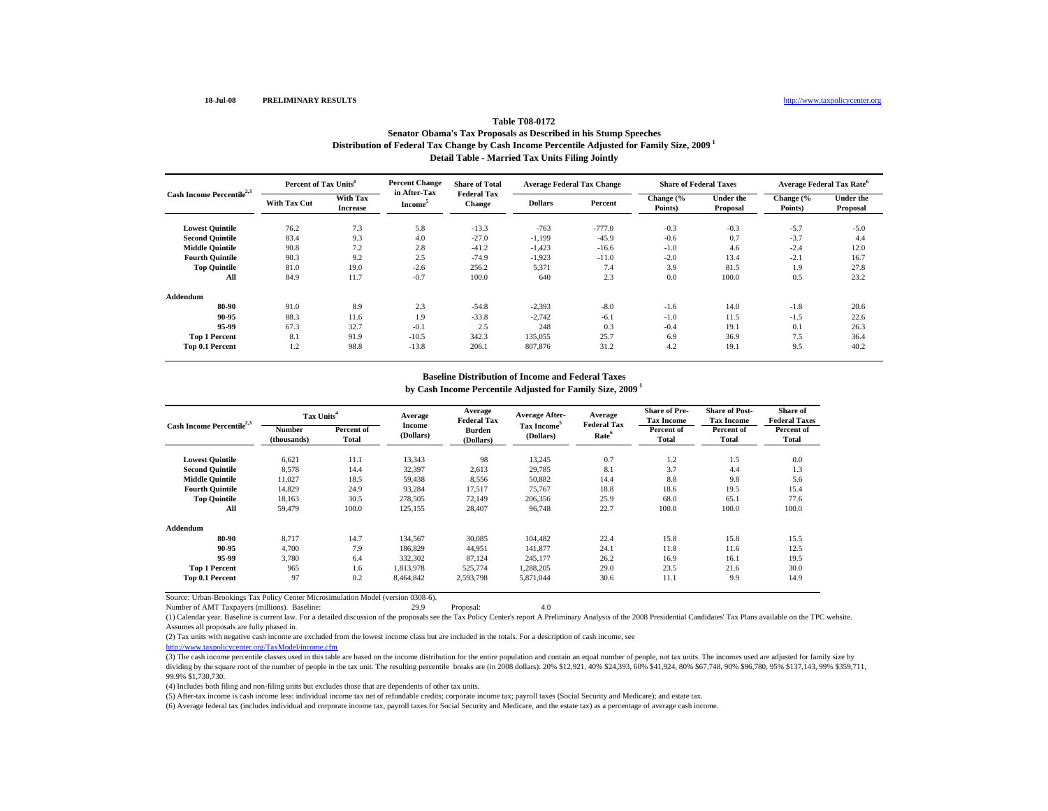18-Jul-08 PRELIMINARY RESULTS http://www.taxpolicycenter.org

## Table T08-0172
### Senator Obama's Tax Proposals as Described in his Stump Speeches
### Distribution of Federal Tax Change by Cash Income Percentile Adjusted for Family Size, 2009 [1]
### Detail Table - Married Tax Units Filing Jointly

| Cash Income Percentile[2,3] | Percent of Tax Units[4] | | Percent Change in After-Tax Income[5] | Share of Total Federal Tax Change | Average Federal Tax Change | | Share of Federal Taxes | | Average Federal Tax Rate[6] | |
|---|---|---|---|---|---|---|---|---|---|---|
| | With Tax Cut | With Tax Increase | | | Dollars | Percent | Change (% Points) | Under the Proposal | Change (% Points) | Under the Proposal |
| Lowest Quintile | 76.2 | 7.3 | 5.8 | -13.3 | -763 | -777.0 | -0.3 | -0.3 | -5.7 | -5.0 |
| Second Quintile | 83.4 | 9.3 | 4.0 | -27.0 | -1,199 | -45.9 | -0.6 | 0.7 | -3.7 | 4.4 |
| Middle Quintile | 90.8 | 7.2 | 2.8 | -41.2 | -1,423 | -16.6 | -1.0 | 4.6 | -2.4 | 12.0 |
| Fourth Quintile | 90.3 | 9.2 | 2.5 | -74.9 | -1,923 | -11.0 | -2.0 | 13.4 | -2.1 | 16.7 |
| Top Quintile | 81.0 | 19.0 | -2.6 | 256.2 | 5,371 | 7.4 | 3.9 | 81.5 | 1.9 | 27.8 |
| All | 84.9 | 11.7 | -0.7 | 100.0 | 640 | 2.3 | 0.0 | 100.0 | 0.5 | 23.2 |
| **Addendum** | | | | | | | | | | |
| 80-90 | 91.0 | 8.9 | 2.3 | -54.8 | -2,393 | -8.0 | -1.6 | 14.0 | -1.8 | 20.6 |
| 90-95 | 88.3 | 11.6 | 1.9 | -33.8 | -2,742 | -6.1 | -1.0 | 11.5 | -1.5 | 22.6 |
| 95-99 | 67.3 | 32.7 | -0.1 | 2.5 | 248 | 0.3 | -0.4 | 19.1 | 0.1 | 26.3 |
| Top 1 Percent | 8.1 | 91.9 | -10.5 | 342.3 | 135,055 | 25.7 | 6.9 | 36.9 | 7.5 | 36.4 |
| Top 0.1 Percent | 1.2 | 98.8 | -13.8 | 206.1 | 807,876 | 31.2 | 4.2 | 19.1 | 9.5 | 40.2 |

### Baseline Distribution of Income and Federal Taxes
### by Cash Income Percentile Adjusted for Family Size, 2009 [1]

| Cash Income Percentile[2,3] | Tax Units[4] | | Average Income (Dollars) | Average Federal Tax Burden (Dollars) | Average After-Tax Income[5] (Dollars) | Average Federal Tax Rate[6] | Share of Pre-Tax Income | Share of Post-Tax Income | Share of Federal Taxes |
|---|---|---|---|---|---|---|---|---|---|
| | Number (thousands) | Percent of Total | | | | | Percent of Total | Percent of Total | Percent of Total |
| Lowest Quintile | 6,621 | 11.1 | 13,343 | 98 | 13,245 | 0.7 | 1.2 | 1.5 | 0.0 |
| Second Quintile | 8,578 | 14.4 | 32,397 | 2,613 | 29,785 | 8.1 | 3.7 | 4.4 | 1.3 |
| Middle Quintile | 11,027 | 18.5 | 59,438 | 8,556 | 50,882 | 14.4 | 8.8 | 9.8 | 5.6 |
| Fourth Quintile | 14,829 | 24.9 | 93,284 | 17,517 | 75,767 | 18.8 | 18.6 | 19.5 | 15.4 |
| Top Quintile | 18,163 | 30.5 | 278,505 | 72,149 | 206,356 | 25.9 | 68.0 | 65.1 | 77.6 |
| All | 59,479 | 100.0 | 125,155 | 28,407 | 96,748 | 22.7 | 100.0 | 100.0 | 100.0 |
| **Addendum** | | | | | | | | | |
| 80-90 | 8,717 | 14.7 | 134,567 | 30,085 | 104,482 | 22.4 | 15.8 | 15.8 | 15.5 |
| 90-95 | 4,700 | 7.9 | 186,829 | 44,951 | 141,877 | 24.1 | 11.8 | 11.6 | 12.5 |
| 95-99 | 3,780 | 6.4 | 332,302 | 87,124 | 245,177 | 26.2 | 16.9 | 16.1 | 19.5 |
| Top 1 Percent | 965 | 1.6 | 1,813,978 | 525,774 | 1,288,205 | 29.0 | 23.5 | 21.6 | 30.0 |
| Top 0.1 Percent | 97 | 0.2 | 8,464,842 | 2,593,798 | 5,871,044 | 30.6 | 11.1 | 9.9 | 14.9 |

Source: Urban-Brookings Tax Policy Center Microsimulation Model (version 0308-6).

Number of AMT Taxpayers (millions). Baseline: 29.9 Proposal: 4.0

(1) Calendar year. Baseline is current law. For a detailed discussion of the proposals see the Tax Policy Center's report A Preliminary Analysis of the 2008 Presidential Candidates' Tax Plans available on the TPC website. Assumes all proposals are fully phased in.

(2) Tax units with negative cash income are excluded from the lowest income class but are included in the totals. For a description of cash income, see http://www.taxpolicycenter.org/TaxModel/income.cfm

(3) The cash income percentile classes used in this table are based on the income distribution for the entire population and contain an equal number of people, not tax units. The incomes used are adjusted for family size by dividing by the square root of the number of people in the tax unit. The resulting percentile breaks are (in 2008 dollars): 20% $12,921, 40% $24,393, 60% $41,924, 80% $67,748, 90% $96,780, 95% $137,143, 99% $359,711, 99.9% $1,730,730.

(4) Includes both filing and non-filing units but excludes those that are dependents of other tax units.

(5) After-tax income is cash income less: individual income tax net of refundable credits; corporate income tax; payroll taxes (Social Security and Medicare); and estate tax.

(6) Average federal tax (includes individual and corporate income tax, payroll taxes for Social Security and Medicare, and the estate tax) as a percentage of average cash income.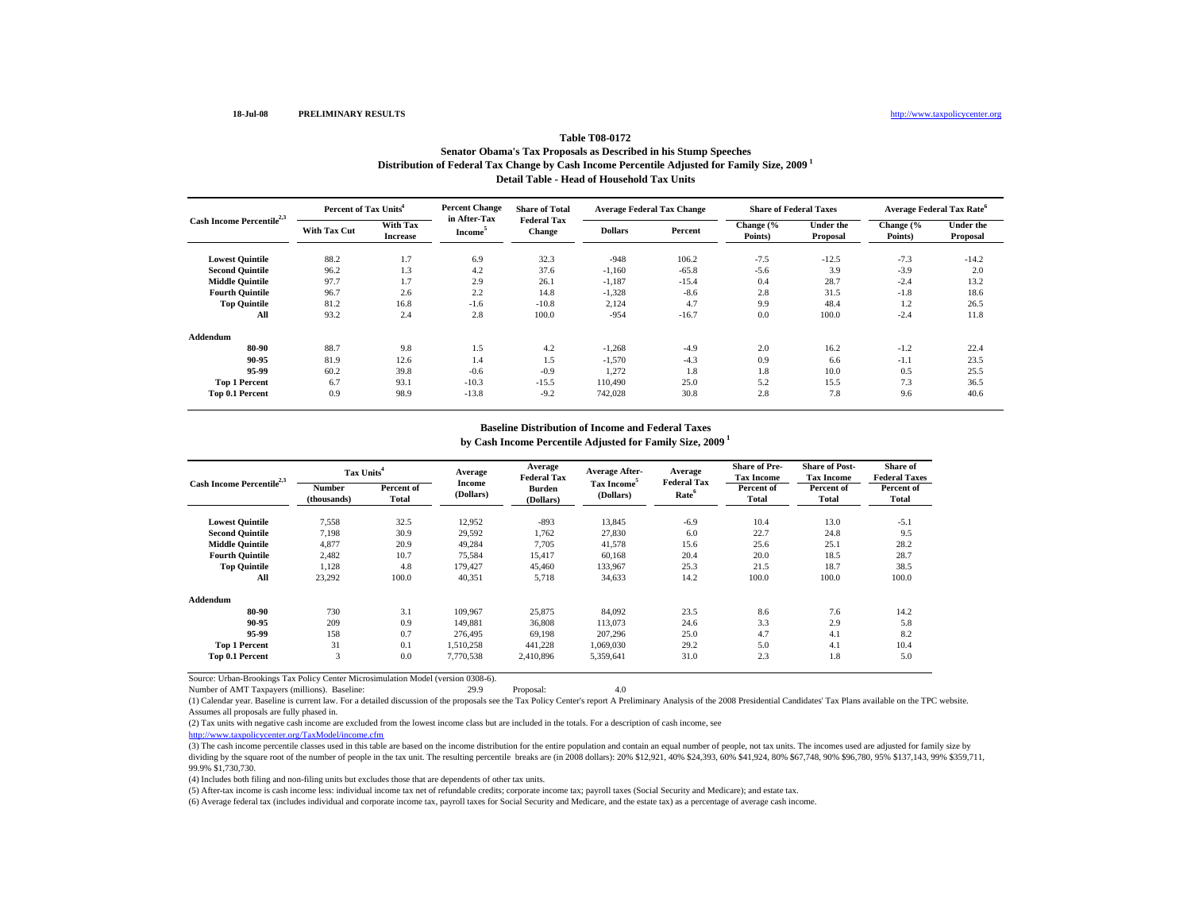18-Jul-08 **PRELIMINARY RESULTS** http://www.taxpolicycenter.org

### Table T08-0172
### Senator Obama's Tax Proposals as Described in his Stump Speeches
### Distribution of Federal Tax Change by Cash Income Percentile Adjusted for Family Size, 2009 [1]
### Detail Table - Head of Household Tax Units

| Cash Income Percentile[2,3] | Percent of Tax Units[4] | | Percent Change in After-Tax Income[5] | Share of Total Federal Tax Change | Average Federal Tax Change | | Share of Federal Taxes | | Average Federal Tax Rate[6] | |
|---|---|---|---|---|---|---|---|---|---|---|
| | With Tax Cut | With Tax Increase | | | Dollars | Percent | Change (% Points) | Under the Proposal | Change (% Points) | Under the Proposal |
| **Lowest Quintile** | 88.2 | 1.7 | 6.9 | 32.3 | -948 | 106.2 | -7.5 | -12.5 | -7.3 | -14.2 |
| **Second Quintile** | 96.2 | 1.3 | 4.2 | 37.6 | -1,160 | -65.8 | -5.6 | 3.9 | -3.9 | 2.0 |
| **Middle Quintile** | 97.7 | 1.7 | 2.9 | 26.1 | -1,187 | -15.4 | 0.4 | 28.7 | -2.4 | 13.2 |
| **Fourth Quintile** | 96.7 | 2.6 | 2.2 | 14.8 | -1,328 | -8.6 | 2.8 | 31.5 | -1.8 | 18.6 |
| **Top Quintile** | 81.2 | 16.8 | -1.6 | -10.8 | 2,124 | 4.7 | 9.9 | 48.4 | 1.2 | 26.5 |
| **All** | 93.2 | 2.4 | 2.8 | 100.0 | -954 | -16.7 | 0.0 | 100.0 | -2.4 | 11.8 |
| **Addendum** | | | | | | | | | | |
| **80-90** | 88.7 | 9.8 | 1.5 | 4.2 | -1,268 | -4.9 | 2.0 | 16.2 | -1.2 | 22.4 |
| **90-95** | 81.9 | 12.6 | 1.4 | 1.5 | -1,570 | -4.3 | 0.9 | 6.6 | -1.1 | 23.5 |
| **95-99** | 60.2 | 39.8 | -0.6 | -0.9 | 1,272 | 1.8 | 1.8 | 10.0 | 0.5 | 25.5 |
| **Top 1 Percent** | 6.7 | 93.1 | -10.3 | -15.5 | 110,490 | 25.0 | 5.2 | 15.5 | 7.3 | 36.5 |
| **Top 0.1 Percent** | 0.9 | 98.9 | -13.8 | -9.2 | 742,028 | 30.8 | 2.8 | 7.8 | 9.6 | 40.6 |

### Baseline Distribution of Income and Federal Taxes
### by Cash Income Percentile Adjusted for Family Size, 2009 [1]

| Cash Income Percentile[2,3] | Tax Units[4] | | Average Income (Dollars) | Average Federal Tax Burden (Dollars) | Average After-Tax Income[5] (Dollars) | Average Federal Tax Rate[6] | Share of Pre-Tax Income | Share of Post-Tax Income | Share of Federal Taxes |
|---|---|---|---|---|---|---|---|---|---|
| | Number (thousands) | Percent of Total | | | | | Percent of Total | Percent of Total | Percent of Total |
| **Lowest Quintile** | 7,558 | 32.5 | 12,952 | -893 | 13,845 | -6.9 | 10.4 | 13.0 | -5.1 |
| **Second Quintile** | 7,198 | 30.9 | 29,592 | 1,762 | 27,830 | 6.0 | 22.7 | 24.8 | 9.5 |
| **Middle Quintile** | 4,877 | 20.9 | 49,284 | 7,705 | 41,578 | 15.6 | 25.6 | 25.1 | 28.2 |
| **Fourth Quintile** | 2,482 | 10.7 | 75,584 | 15,417 | 60,168 | 20.4 | 20.0 | 18.5 | 28.7 |
| **Top Quintile** | 1,128 | 4.8 | 179,427 | 45,460 | 133,967 | 25.3 | 21.5 | 18.7 | 38.5 |
| **All** | 23,292 | 100.0 | 40,351 | 5,718 | 34,633 | 14.2 | 100.0 | 100.0 | 100.0 |
| **Addendum** | | | | | | | | | |
| **80-90** | 730 | 3.1 | 109,967 | 25,875 | 84,092 | 23.5 | 8.6 | 7.6 | 14.2 |
| **90-95** | 209 | 0.9 | 149,881 | 36,808 | 113,073 | 24.6 | 3.3 | 2.9 | 5.8 |
| **95-99** | 158 | 0.7 | 276,495 | 69,198 | 207,296 | 25.0 | 4.7 | 4.1 | 8.2 |
| **Top 1 Percent** | 31 | 0.1 | 1,510,258 | 441,228 | 1,069,030 | 29.2 | 5.0 | 4.1 | 10.4 |
| **Top 0.1 Percent** | 3 | 0.0 | 7,770,538 | 2,410,896 | 5,359,641 | 31.0 | 2.3 | 1.8 | 5.0 |

Source: Urban-Brookings Tax Policy Center Microsimulation Model (version 0308-6).

Number of AMT Taxpayers (millions). Baseline: 29.9 Proposal: 4.0

(1) Calendar year. Baseline is current law. For a detailed discussion of the proposals see the Tax Policy Center's report A Preliminary Analysis of the 2008 Presidential Candidates' Tax Plans available on the TPC website. Assumes all proposals are fully phased in.

(2) Tax units with negative cash income are excluded from the lowest income class but are included in the totals. For a description of cash income, see http://www.taxpolicycenter.org/TaxModel/income.cfm

(3) The cash income percentile classes used in this table are based on the income distribution for the entire population and contain an equal number of people, not tax units. The incomes used are adjusted for family size by dividing by the square root of the number of people in the tax unit. The resulting percentile breaks are (in 2008 dollars): 20% $12,921, 40% $24,393, 60% $41,924, 80% $67,748, 90% $96,780, 95% $137,143, 99% $359,711, 99.9% $1,730,730.

(4) Includes both filing and non-filing units but excludes those that are dependents of other tax units.

(5) After-tax income is cash income less: individual income tax net of refundable credits; corporate income tax; payroll taxes (Social Security and Medicare); and estate tax.

(6) Average federal tax (includes individual and corporate income tax, payroll taxes for Social Security and Medicare, and the estate tax) as a percentage of average cash income.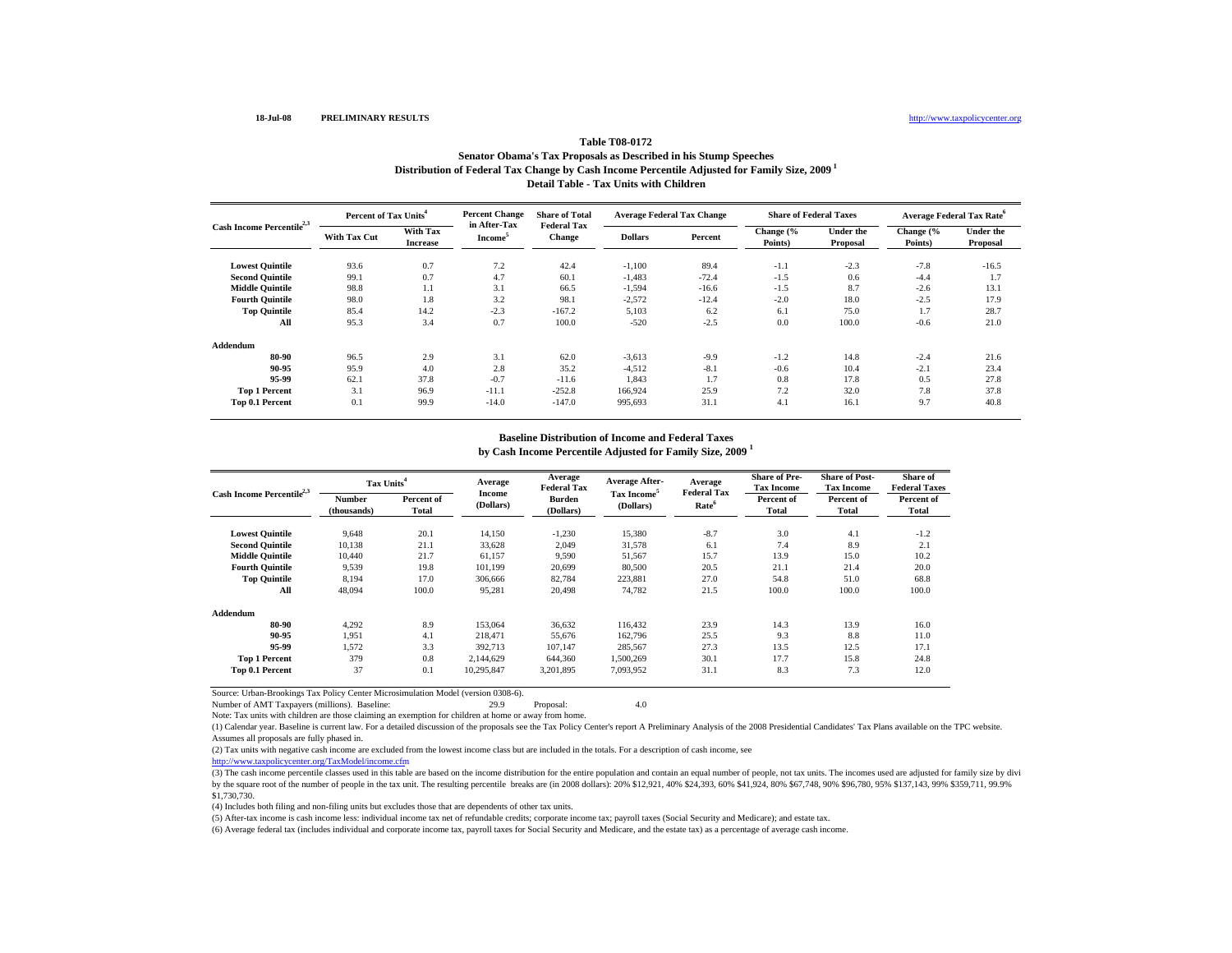18-Jul-08 PRELIMINARY RESULTS http://www.taxpolicycenter.org

## Table T08-0172

### Senator Obama's Tax Proposals as Described in his Stump Speeches
### Distribution of Federal Tax Change by Cash Income Percentile Adjusted for Family Size, 2009 [1]
### Detail Table - Tax Units with Children

| Cash Income Percentile[2,3] | Percent of Tax Units[4] | | Percent Change in After-Tax Income[5] | Share of Total Federal Tax Change | Average Federal Tax Change | | Share of Federal Taxes | | Average Federal Tax Rate[6] | |
|---|---|---|---|---|---|---|---|---|---|---|
| | With Tax Cut | With Tax Increase | | | Dollars | Percent | Change (% Points) | Under the Proposal | Change (% Points) | Under the Proposal |
| Lowest Quintile | 93.6 | 0.7 | 7.2 | 42.4 | -1,100 | 89.4 | -1.1 | -2.3 | -7.8 | -16.5 |
| Second Quintile | 99.1 | 0.7 | 4.7 | 60.1 | -1,483 | -72.4 | -1.5 | 0.6 | -4.4 | 1.7 |
| Middle Quintile | 98.8 | 1.1 | 3.1 | 66.5 | -1,594 | -16.6 | -1.5 | 8.7 | -2.6 | 13.1 |
| Fourth Quintile | 98.0 | 1.8 | 3.2 | 98.1 | -2,572 | -12.4 | -2.0 | 18.0 | -2.5 | 17.9 |
| Top Quintile | 85.4 | 14.2 | -2.3 | -167.2 | 5,103 | 6.2 | 6.1 | 75.0 | 1.7 | 28.7 |
| All | 95.3 | 3.4 | 0.7 | 100.0 | -520 | -2.5 | 0.0 | 100.0 | -0.6 | 21.0 |
| **Addendum** | | | | | | | | | | |
| 80-90 | 96.5 | 2.9 | 3.1 | 62.0 | -3,613 | -9.9 | -1.2 | 14.8 | -2.4 | 21.6 |
| 90-95 | 95.9 | 4.0 | 2.8 | 35.2 | -4,512 | -8.1 | -0.6 | 10.4 | -2.1 | 23.4 |
| 95-99 | 62.1 | 37.8 | -0.7 | -11.6 | 1,843 | 1.7 | 0.8 | 17.8 | 0.5 | 27.8 |
| Top 1 Percent | 3.1 | 96.9 | -11.1 | -252.8 | 166,924 | 25.9 | 7.2 | 32.0 | 7.8 | 37.8 |
| Top 0.1 Percent | 0.1 | 99.9 | -14.0 | -147.0 | 995,693 | 31.1 | 4.1 | 16.1 | 9.7 | 40.8 |

### Baseline Distribution of Income and Federal Taxes
### by Cash Income Percentile Adjusted for Family Size, 2009 [1]

| Cash Income Percentile[2,3] | Tax Units[4] | | Average Income (Dollars) | Average Federal Tax Burden (Dollars) | Average After-Tax Income[5] (Dollars) | Average Federal Tax Rate[6] | Share of Pre-Tax Income | Share of Post-Tax Income | Share of Federal Taxes |
|---|---|---|---|---|---|---|---|---|---|
| | Number (thousands) | Percent of Total | | | | | Percent of Total | Percent of Total | Percent of Total |
| Lowest Quintile | 9,648 | 20.1 | 14,150 | -1,230 | 15,380 | -8.7 | 3.0 | 4.1 | -1.2 |
| Second Quintile | 10,138 | 21.1 | 33,628 | 2,049 | 31,578 | 6.1 | 7.4 | 8.9 | 2.1 |
| Middle Quintile | 10,440 | 21.7 | 61,157 | 9,590 | 51,567 | 15.7 | 13.9 | 15.0 | 10.2 |
| Fourth Quintile | 9,539 | 19.8 | 101,199 | 20,699 | 80,500 | 20.5 | 21.1 | 21.4 | 20.0 |
| Top Quintile | 8,194 | 17.0 | 306,666 | 82,784 | 223,881 | 27.0 | 54.8 | 51.0 | 68.8 |
| All | 48,094 | 100.0 | 95,281 | 20,498 | 74,782 | 21.5 | 100.0 | 100.0 | 100.0 |
| **Addendum** | | | | | | | | | |
| 80-90 | 4,292 | 8.9 | 153,064 | 36,632 | 116,432 | 23.9 | 14.3 | 13.9 | 16.0 |
| 90-95 | 1,951 | 4.1 | 218,471 | 55,676 | 162,796 | 25.5 | 9.3 | 8.8 | 11.0 |
| 95-99 | 1,572 | 3.3 | 392,713 | 107,147 | 285,567 | 27.3 | 13.5 | 12.5 | 17.1 |
| Top 1 Percent | 379 | 0.8 | 2,144,629 | 644,360 | 1,500,269 | 30.1 | 17.7 | 15.8 | 24.8 |
| Top 0.1 Percent | 37 | 0.1 | 10,295,847 | 3,201,895 | 7,093,952 | 31.1 | 8.3 | 7.3 | 12.0 |

Source: Urban-Brookings Tax Policy Center Microsimulation Model (version 0308-6).

Number of AMT Taxpayers (millions). Baseline: 29.9 Proposal: 4.0

Note: Tax units with children are those claiming an exemption for children at home or away from home.

(1) Calendar year. Baseline is current law. For a detailed discussion of the proposals see the Tax Policy Center's report A Preliminary Analysis of the 2008 Presidential Candidates' Tax Plans available on the TPC website. Assumes all proposals are fully phased in.

(2) Tax units with negative cash income are excluded from the lowest income class but are included in the totals. For a description of cash income, see http://www.taxpolicycenter.org/TaxModel/income.cfm

(3) The cash income percentile classes used in this table are based on the income distribution for the entire population and contain an equal number of people, not tax units. The incomes used are adjusted for family size by dividing by the square root of the number of people in the tax unit. The resulting percentile breaks are (in 2008 dollars): 20% $12,921, 40% $24,393, 60% $41,924, 80% $67,748, 90% $96,780, 95% $137,143, 99% $359,711, 99.9% $1,730,730.

(4) Includes both filing and non-filing units but excludes those that are dependents of other tax units.

(5) After-tax income is cash income less: individual income tax net of refundable credits; corporate income tax; payroll taxes (Social Security and Medicare); and estate tax.

(6) Average federal tax (includes individual and corporate income tax, payroll taxes for Social Security and Medicare, and the estate tax) as a percentage of average cash income.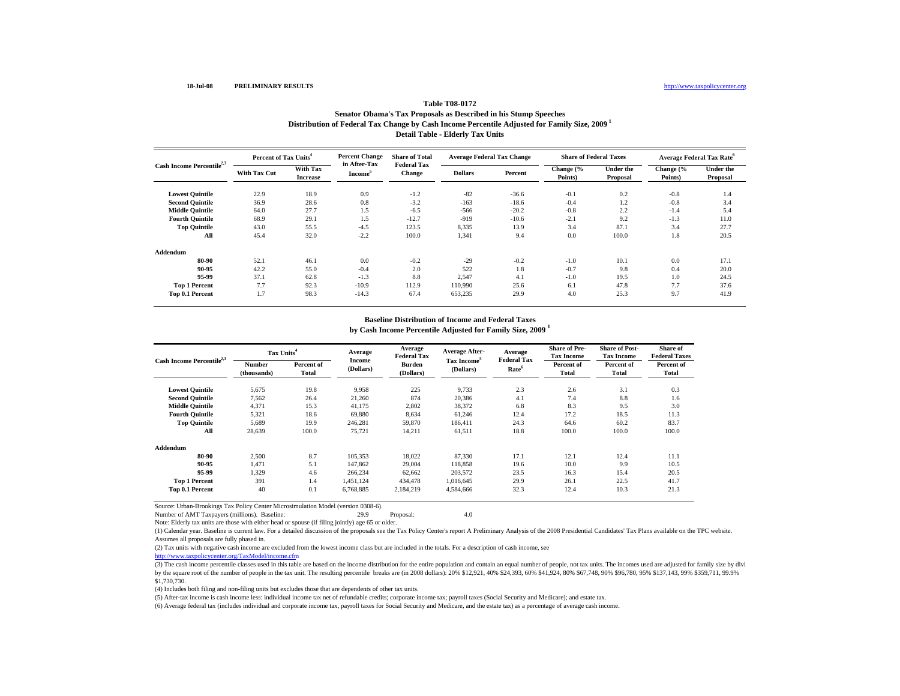18-Jul-08 **PRELIMINARY RESULTS** http://www.taxpolicycenter.org

**Table T08-0172**

**Senator Obama's Tax Proposals as Described in his Stump Speeches**

**Distribution of Federal Tax Change by Cash Income Percentile Adjusted for Family Size, 2009 [1]**

**Detail Table - Elderly Tax Units**

| Cash Income Percentile[2,3] | Percent of Tax Units[4] | | Percent Change in After-Tax Income[5] | Share of Total Federal Tax Change | Average Federal Tax Change | | Share of Federal Taxes | | Average Federal Tax Rate[6] | |
|---|---|---|---|---|---|---|---|---|---|---|
| | With Tax Cut | With Tax Increase | | | Dollars | Percent | Change (% Points) | Under the Proposal | Change (% Points) | Under the Proposal |
| Lowest Quintile | 22.9 | 18.9 | 0.9 | -1.2 | -82 | -36.6 | -0.1 | 0.2 | -0.8 | 1.4 |
| Second Quintile | 36.9 | 28.6 | 0.8 | -3.2 | -163 | -18.6 | -0.4 | 1.2 | -0.8 | 3.4 |
| Middle Quintile | 64.0 | 27.7 | 1.5 | -6.5 | -566 | -20.2 | -0.8 | 2.2 | -1.4 | 5.4 |
| Fourth Quintile | 68.9 | 29.1 | 1.5 | -12.7 | -919 | -10.6 | -2.1 | 9.2 | -1.3 | 11.0 |
| Top Quintile | 43.0 | 55.5 | -4.5 | 123.5 | 8,335 | 13.9 | 3.4 | 87.1 | 3.4 | 27.7 |
| All | 45.4 | 32.0 | -2.2 | 100.0 | 1,341 | 9.4 | 0.0 | 100.0 | 1.8 | 20.5 |
| **Addendum** | | | | | | | | | | |
| 80-90 | 52.1 | 46.1 | 0.0 | -0.2 | -29 | -0.2 | -1.0 | 10.1 | 0.0 | 17.1 |
| 90-95 | 42.2 | 55.0 | -0.4 | 2.0 | 522 | 1.8 | -0.7 | 9.8 | 0.4 | 20.0 |
| 95-99 | 37.1 | 62.8 | -1.3 | 8.8 | 2,547 | 4.1 | -1.0 | 19.5 | 1.0 | 24.5 |
| Top 1 Percent | 7.7 | 92.3 | -10.9 | 112.9 | 110,990 | 25.6 | 6.1 | 47.8 | 7.7 | 37.6 |
| Top 0.1 Percent | 1.7 | 98.3 | -14.3 | 67.4 | 653,235 | 29.9 | 4.0 | 25.3 | 9.7 | 41.9 |

**Baseline Distribution of Income and Federal Taxes**

**by Cash Income Percentile Adjusted for Family Size, 2009 [1]**

| Cash Income Percentile[2,3] | Tax Units[4] | | Average Income (Dollars) | Average Federal Tax Burden (Dollars) | Average After-Tax Income[5] (Dollars) | Average Federal Tax Rate[6] | Share of Pre-Tax Income | Share of Post-Tax Income | Share of Federal Taxes |
|---|---|---|---|---|---|---|---|---|---|
| | Number (thousands) | Percent of Total | | | | | Percent of Total | Percent of Total | Percent of Total |
| Lowest Quintile | 5,675 | 19.8 | 9,958 | 225 | 9,733 | 2.3 | 2.6 | 3.1 | 0.3 |
| Second Quintile | 7,562 | 26.4 | 21,260 | 874 | 20,386 | 4.1 | 7.4 | 8.8 | 1.6 |
| Middle Quintile | 4,371 | 15.3 | 41,175 | 2,802 | 38,372 | 6.8 | 8.3 | 9.5 | 3.0 |
| Fourth Quintile | 5,321 | 18.6 | 69,880 | 8,634 | 61,246 | 12.4 | 17.2 | 18.5 | 11.3 |
| Top Quintile | 5,689 | 19.9 | 246,281 | 59,870 | 186,411 | 24.3 | 64.6 | 60.2 | 83.7 |
| All | 28,639 | 100.0 | 75,721 | 14,211 | 61,511 | 18.8 | 100.0 | 100.0 | 100.0 |
| **Addendum** | | | | | | | | | |
| 80-90 | 2,500 | 8.7 | 105,353 | 18,022 | 87,330 | 17.1 | 12.1 | 12.4 | 11.1 |
| 90-95 | 1,471 | 5.1 | 147,862 | 29,004 | 118,858 | 19.6 | 10.0 | 9.9 | 10.5 |
| 95-99 | 1,329 | 4.6 | 266,234 | 62,662 | 203,572 | 23.5 | 16.3 | 15.4 | 20.5 |
| Top 1 Percent | 391 | 1.4 | 1,451,124 | 434,478 | 1,016,645 | 29.9 | 26.1 | 22.5 | 41.7 |
| Top 0.1 Percent | 40 | 0.1 | 6,768,885 | 2,184,219 | 4,584,666 | 32.3 | 12.4 | 10.3 | 21.3 |

Source: Urban-Brookings Tax Policy Center Microsimulation Model (version 0308-6).

Number of AMT Taxpayers (millions). Baseline: 29.9 Proposal: 4.0

Note: Elderly tax units are those with either head or spouse (if filing jointly) age 65 or older.

(1) Calendar year. Baseline is current law. For a detailed discussion of the proposals see the Tax Policy Center's report A Preliminary Analysis of the 2008 Presidential Candidates' Tax Plans available on the TPC website. Assumes all proposals are fully phased in.

(2) Tax units with negative cash income are excluded from the lowest income class but are included in the totals. For a description of cash income, see http://www.taxpolicycenter.org/TaxModel/income.cfm

(3) The cash income percentile classes used in this table are based on the income distribution for the entire population and contain an equal number of people, not tax units. The incomes used are adjusted for family size by dividing by the square root of the number of people in the tax unit. The resulting percentile breaks are (in 2008 dollars): 20% $12,921, 40% $24,393, 60% $41,924, 80% $67,748, 90% $96,780, 95% $137,143, 99% $359,711, 99.9% $1,730,730.

(4) Includes both filing and non-filing units but excludes those that are dependents of other tax units.

(5) After-tax income is cash income less: individual income tax net of refundable credits; corporate income tax; payroll taxes (Social Security and Medicare); and estate tax.

(6) Average federal tax (includes individual and corporate income tax, payroll taxes for Social Security and Medicare, and the estate tax) as a percentage of average cash income.